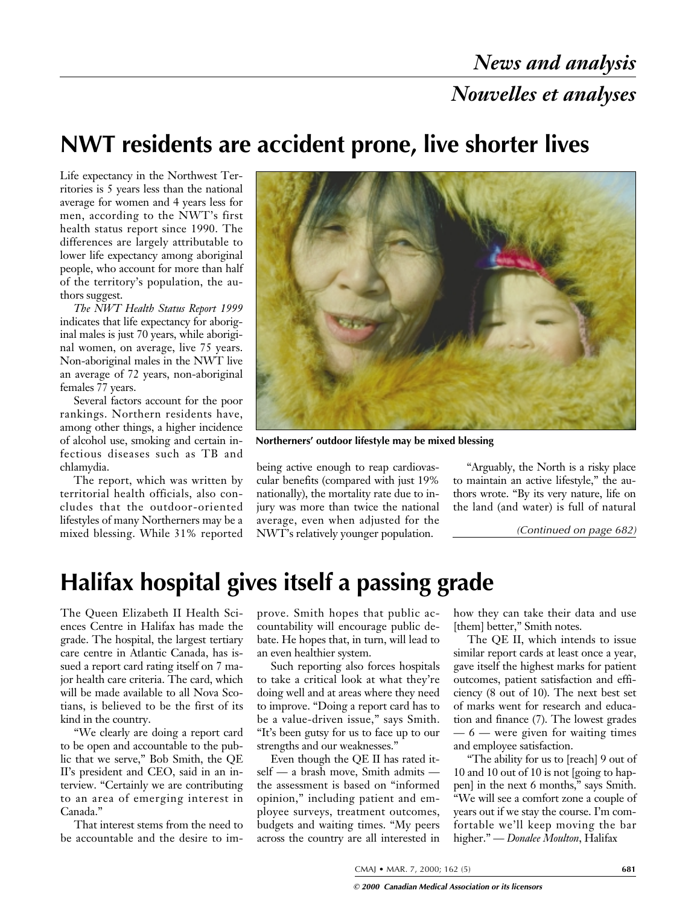# News and analysis

# Nouvelles et analyses

## NWT residents are accident prone, live shorter lives

Life expectancy in the Northwest Territories is 5 years less than the national average for women and 4 years less for men, according to the NWT's first health status report since 1990. The differences are largely attributable to lower life expectancy among aboriginal people, who account for more than half of the territory's population, the authors suggest.

*The NWT Health Status Report 1999* indicates that life expectancy for aboriginal males is just 70 years, while aboriginal women, on average, live 75 years. Non-aboriginal males in the NWT live an average of 72 years, non-aboriginal females 77 years.

Several factors account for the poor rankings. Northern residents have, among other things, a higher incidence of alcohol use, smoking and certain infectious diseases such as TB and chlamydia.

The report, which was written by territorial health officials, also concludes that the outdoor-oriented lifestyles of many Northerners may be a mixed blessing. While 31% reported being active enough to reap cardiovascular benefits (compared with just 19% nationally), the mortality rate due to injury was more than twice the national average, even when adjusted for the NWT's relatively younger population.

**Northerners' outdoor lifestyle may be mixed blessing**

"Arguably, the North is a risky place to maintain an active lifestyle," the authors wrote. "By its very nature, life on the land (and water) is full of natural

*(Continued on page 682)*

## Halifax hospital gives itself a passing grade

The Queen Elizabeth II Health Sciences Centre in Halifax has made the grade. The hospital, the largest tertiary care centre in Atlantic Canada, has issued a report card rating itself on 7 major health care criteria. The card, which will be made available to all Nova Scotians, is believed to be the first of its kind in the country.

"We clearly are doing a report card to be open and accountable to the public that we serve," Bob Smith, the QE II's president and CEO, said in an interview. "Certainly we are contributing to an area of emerging interest in Canada."

That interest stems from the need to be accountable and the desire to improve. Smith hopes that public accountability will encourage public debate. He hopes that, in turn, will lead to an even healthier system.

Such reporting also forces hospitals to take a critical look at what they're doing well and at areas where they need to improve. "Doing a report card has to be a value-driven issue," says Smith. "It's been gutsy for us to face up to our strengths and our weaknesses."

Even though the QE II has rated itself — a brash move, Smith admits — the assessment is based on "informed opinion," including patient and employee surveys, treatment outcomes, budgets and waiting times. "My peers across the country are all interested in how they can take their data and use [them] better," Smith notes.

The QE II, which intends to issue similar report cards at least once a year, gave itself the highest marks for patient outcomes, patient satisfaction and efficiency (8 out of 10). The next best set of marks went for research and education and finance (7). The lowest grades — 6 — were given for waiting times and employee satisfaction.

"The ability for us to [reach] 9 out of 10 and 10 out of 10 is not [going to happen] in the next 6 months," says Smith. "We will see a comfort zone a couple of years out if we stay the course. I'm comfortable we'll keep moving the bar higher." — *Donalee Moulton*, Halifax

*© 2000 Canadian Medical Association or its licensors*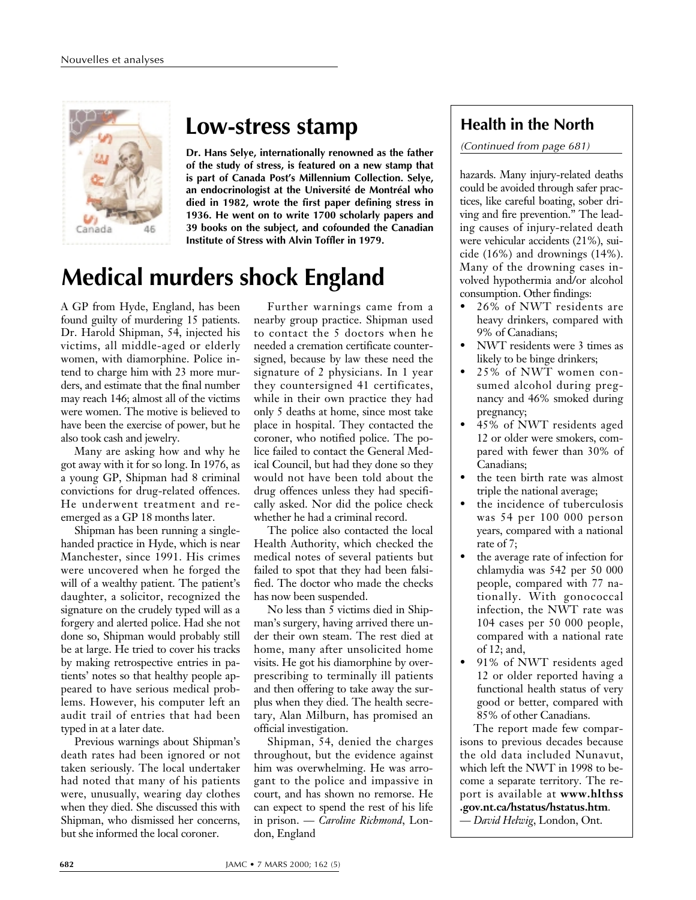## Low-stress stamp

**Dr. Hans Selye, internationally renowned as the father of the study of stress, is featured on a new stamp that is part of Canada Post's Millennium Collection. Selye, an endocrinologist at the Université de Montréal who died in 1982, wrote the first paper defining stress in 1936. He went on to write 1700 scholarly papers and 39 books on the subject, and cofounded the Canadian Institute of Stress with Alvin Toffler in 1979.**

# Medical murders shock England

A GP from Hyde, England, has been found guilty of murdering 15 patients. Dr. Harold Shipman, 54, injected his victims, all middle-aged or elderly women, with diamorphine. Police intend to charge him with 23 more murders, and estimate that the final number may reach 146; almost all of the victims were women. The motive is believed to have been the exercise of power, but he also took cash and jewelry.

Many are asking how and why he got away with it for so long. In 1976, as a young GP, Shipman had 8 criminal convictions for drug-related offences. He underwent treatment and reemerged as a GP 18 months later.

Shipman has been running a single-handed practice in Hyde, which is near Manchester, since 1991. His crimes were uncovered when he forged the will of a wealthy patient. The patient's daughter, a solicitor, recognized the signature on the crudely typed will as a forgery and alerted police. Had she not done so, Shipman would probably still be at large. He tried to cover his tracks by making retrospective entries in patients' notes so that healthy people appeared to have serious medical problems. However, his computer left an audit trail of entries that had been typed in at a later date.

Previous warnings about Shipman's death rates had been ignored or not taken seriously. The local undertaker had noted that many of his patients were, unusually, wearing day clothes when they died. She discussed this with Shipman, who dismissed her concerns, but she informed the local coroner.

Further warnings came from a nearby group practice. Shipman used to contact the 5 doctors when he needed a cremation certificate countersigned, because by law these need the signature of 2 physicians. In 1 year they countersigned 41 certificates, while in their own practice they had only 5 deaths at home, since most take place in hospital. They contacted the coroner, who notified police. The police failed to contact the General Medical Council, but had they done so they would not have been told about the drug offences unless they had specifically asked. Nor did the police check whether he had a criminal record.

The police also contacted the local Health Authority, which checked the medical notes of several patients but failed to spot that they had been falsified. The doctor who made the checks has now been suspended.

No less than 5 victims died in Shipman's surgery, having arrived there under their own steam. The rest died at home, many after unsolicited home visits. He got his diamorphine by overprescribing to terminally ill patients and then offering to take away the surplus when they died. The health secretary, Alan Milburn, has promised an official investigation.

Shipman, 54, denied the charges throughout, but the evidence against him was overwhelming. He was arrogant to the police and impassive in court, and has shown no remorse. He can expect to spend the rest of his life in prison. — *Caroline Richmond*, London, England

## Health in the North

*(Continued from page 681)*

hazards. Many injury-related deaths could be avoided through safer practices, like careful boating, sober driving and fire prevention." The leading causes of injury-related death were vehicular accidents (21%), suicide (16%) and drownings (14%). Many of the drowning cases involved hypothermia and/or alcohol consumption. Other findings:

- 26% of NWT residents are heavy drinkers, compared with 9% of Canadians;
- NWT residents were 3 times as likely to be binge drinkers;
- 25% of NWT women consumed alcohol during pregnancy and 46% smoked during pregnancy;
- 45% of NWT residents aged 12 or older were smokers, compared with fewer than 30% of Canadians;
- the teen birth rate was almost triple the national average;
- the incidence of tuberculosis was 54 per 100 000 person years, compared with a national rate of 7;
- the average rate of infection for chlamydia was 542 per 50 000 people, compared with 77 nationally. With gonococcal infection, the NWT rate was 104 cases per 50 000 people, compared with a national rate of 12; and,
- 91% of NWT residents aged 12 or older reported having a functional health status of very good or better, compared with 85% of other Canadians.

The report made few comparisons to previous decades because the old data included Nunavut, which left the NWT in 1998 to become a separate territory. The report is available at **www.hlthss.gov.nt.ca/hstatus/hstatus.htm**. — *David Helwig*, London, Ont.